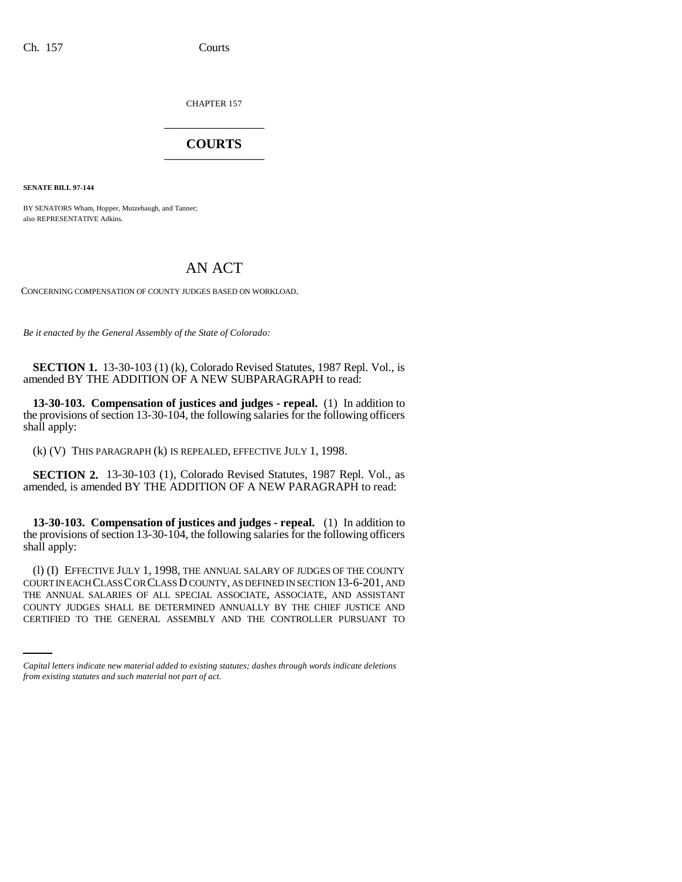CHAPTER 157

# COURTS

**SENATE BILL 97-144**

BY SENATORS Wham, Hopper, Mutzebaugh, and Tanner;
also REPRESENTATIVE Adkins.

# AN ACT

CONCERNING COMPENSATION OF COUNTY JUDGES BASED ON WORKLOAD.

*Be it enacted by the General Assembly of the State of Colorado:*

**SECTION 1.** 13-30-103 (1) (k), Colorado Revised Statutes, 1987 Repl. Vol., is amended BY THE ADDITION OF A NEW SUBPARAGRAPH to read:

**13-30-103. Compensation of justices and judges - repeal.** (1) In addition to the provisions of section 13-30-104, the following salaries for the following officers shall apply:

(k) (V) THIS PARAGRAPH (k) IS REPEALED, EFFECTIVE JULY 1, 1998.

**SECTION 2.** 13-30-103 (1), Colorado Revised Statutes, 1987 Repl. Vol., as amended, is amended BY THE ADDITION OF A NEW PARAGRAPH to read:

**13-30-103. Compensation of justices and judges - repeal.** (1) In addition to the provisions of section 13-30-104, the following salaries for the following officers shall apply:

(l) (I) EFFECTIVE JULY 1, 1998, THE ANNUAL SALARY OF JUDGES OF THE COUNTY COURT IN EACH CLASS C OR CLASS D COUNTY, AS DEFINED IN SECTION 13-6-201, AND THE ANNUAL SALARIES OF ALL SPECIAL ASSOCIATE, ASSOCIATE, AND ASSISTANT COUNTY JUDGES SHALL BE DETERMINED ANNUALLY BY THE CHIEF JUSTICE AND CERTIFIED TO THE GENERAL ASSEMBLY AND THE CONTROLLER PURSUANT TO

*Capital letters indicate new material added to existing statutes; dashes through words indicate deletions from existing statutes and such material not part of act.*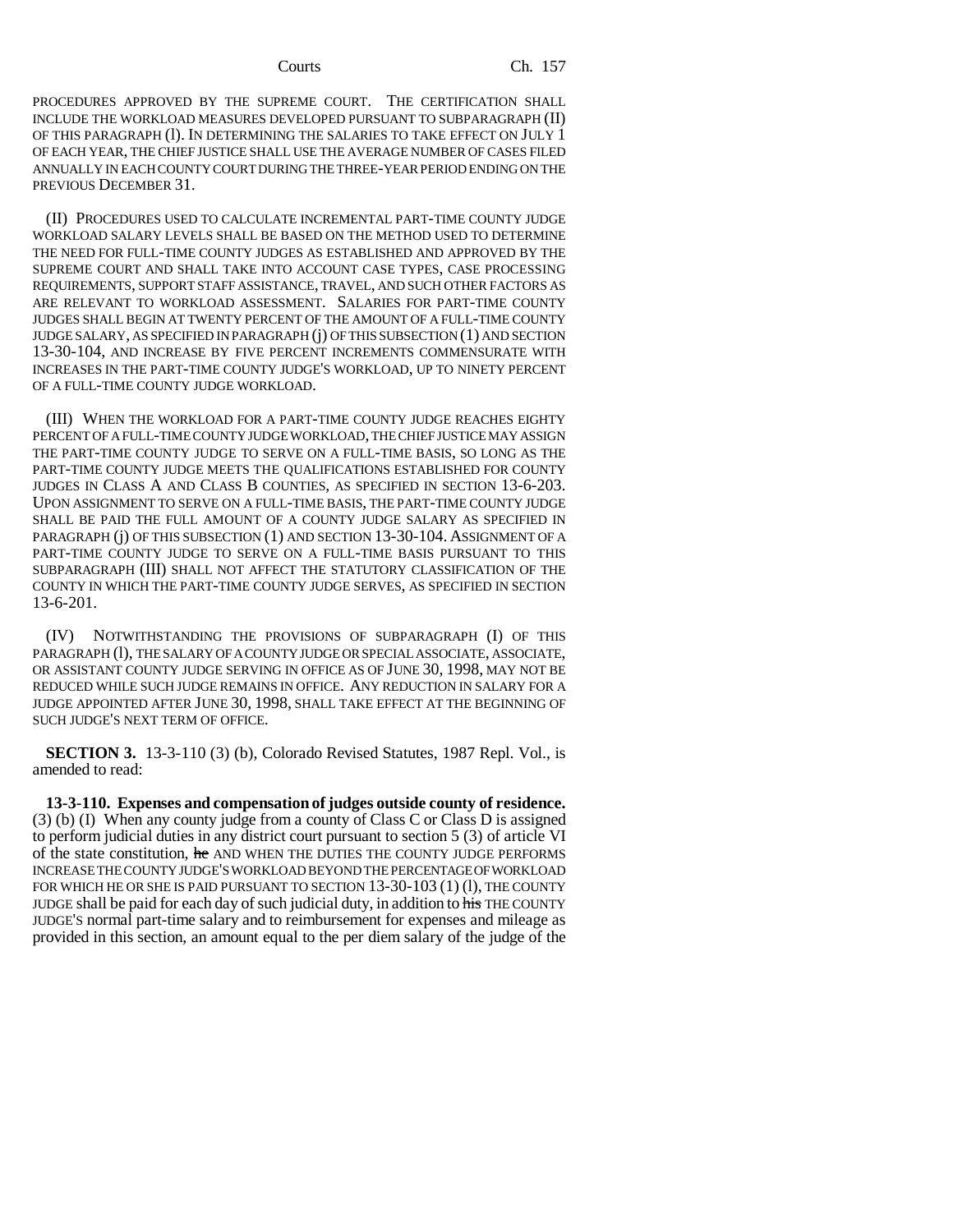PROCEDURES APPROVED BY THE SUPREME COURT. THE CERTIFICATION SHALL INCLUDE THE WORKLOAD MEASURES DEVELOPED PURSUANT TO SUBPARAGRAPH (II) OF THIS PARAGRAPH (l). IN DETERMINING THE SALARIES TO TAKE EFFECT ON JULY 1 OF EACH YEAR, THE CHIEF JUSTICE SHALL USE THE AVERAGE NUMBER OF CASES FILED ANNUALLY IN EACH COUNTY COURT DURING THE THREE-YEAR PERIOD ENDING ON THE PREVIOUS DECEMBER 31.

(II) PROCEDURES USED TO CALCULATE INCREMENTAL PART-TIME COUNTY JUDGE WORKLOAD SALARY LEVELS SHALL BE BASED ON THE METHOD USED TO DETERMINE THE NEED FOR FULL-TIME COUNTY JUDGES AS ESTABLISHED AND APPROVED BY THE SUPREME COURT AND SHALL TAKE INTO ACCOUNT CASE TYPES, CASE PROCESSING REQUIREMENTS, SUPPORT STAFF ASSISTANCE, TRAVEL, AND SUCH OTHER FACTORS AS ARE RELEVANT TO WORKLOAD ASSESSMENT. SALARIES FOR PART-TIME COUNTY JUDGES SHALL BEGIN AT TWENTY PERCENT OF THE AMOUNT OF A FULL-TIME COUNTY JUDGE SALARY, AS SPECIFIED IN PARAGRAPH (j) OF THIS SUBSECTION (1) AND SECTION 13-30-104, AND INCREASE BY FIVE PERCENT INCREMENTS COMMENSURATE WITH INCREASES IN THE PART-TIME COUNTY JUDGE'S WORKLOAD, UP TO NINETY PERCENT OF A FULL-TIME COUNTY JUDGE WORKLOAD.

(III) WHEN THE WORKLOAD FOR A PART-TIME COUNTY JUDGE REACHES EIGHTY PERCENT OF A FULL-TIME COUNTY JUDGE WORKLOAD, THE CHIEF JUSTICE MAY ASSIGN THE PART-TIME COUNTY JUDGE TO SERVE ON A FULL-TIME BASIS, SO LONG AS THE PART-TIME COUNTY JUDGE MEETS THE QUALIFICATIONS ESTABLISHED FOR COUNTY JUDGES IN CLASS A AND CLASS B COUNTIES, AS SPECIFIED IN SECTION 13-6-203. UPON ASSIGNMENT TO SERVE ON A FULL-TIME BASIS, THE PART-TIME COUNTY JUDGE SHALL BE PAID THE FULL AMOUNT OF A COUNTY JUDGE SALARY AS SPECIFIED IN PARAGRAPH (j) OF THIS SUBSECTION (1) AND SECTION 13-30-104. ASSIGNMENT OF A PART-TIME COUNTY JUDGE TO SERVE ON A FULL-TIME BASIS PURSUANT TO THIS SUBPARAGRAPH (III) SHALL NOT AFFECT THE STATUTORY CLASSIFICATION OF THE COUNTY IN WHICH THE PART-TIME COUNTY JUDGE SERVES, AS SPECIFIED IN SECTION 13-6-201.

(IV) NOTWITHSTANDING THE PROVISIONS OF SUBPARAGRAPH (I) OF THIS PARAGRAPH (l), THE SALARY OF A COUNTY JUDGE OR SPECIAL ASSOCIATE, ASSOCIATE, OR ASSISTANT COUNTY JUDGE SERVING IN OFFICE AS OF JUNE 30, 1998, MAY NOT BE REDUCED WHILE SUCH JUDGE REMAINS IN OFFICE. ANY REDUCTION IN SALARY FOR A JUDGE APPOINTED AFTER JUNE 30, 1998, SHALL TAKE EFFECT AT THE BEGINNING OF SUCH JUDGE'S NEXT TERM OF OFFICE.

**SECTION 3.** 13-3-110 (3) (b), Colorado Revised Statutes, 1987 Repl. Vol., is amended to read:

**13-3-110. Expenses and compensation of judges outside county of residence.** (3) (b) (I) When any county judge from a county of Class C or Class D is assigned to perform judicial duties in any district court pursuant to section 5 (3) of article VI of the state constitution, ~~he~~ AND WHEN THE DUTIES THE COUNTY JUDGE PERFORMS INCREASE THE COUNTY JUDGE'S WORKLOAD BEYOND THE PERCENTAGE OF WORKLOAD FOR WHICH HE OR SHE IS PAID PURSUANT TO SECTION 13-30-103 (1) (l), THE COUNTY JUDGE shall be paid for each day of such judicial duty, in addition to ~~his~~ THE COUNTY JUDGE'S normal part-time salary and to reimbursement for expenses and mileage as provided in this section, an amount equal to the per diem salary of the judge of the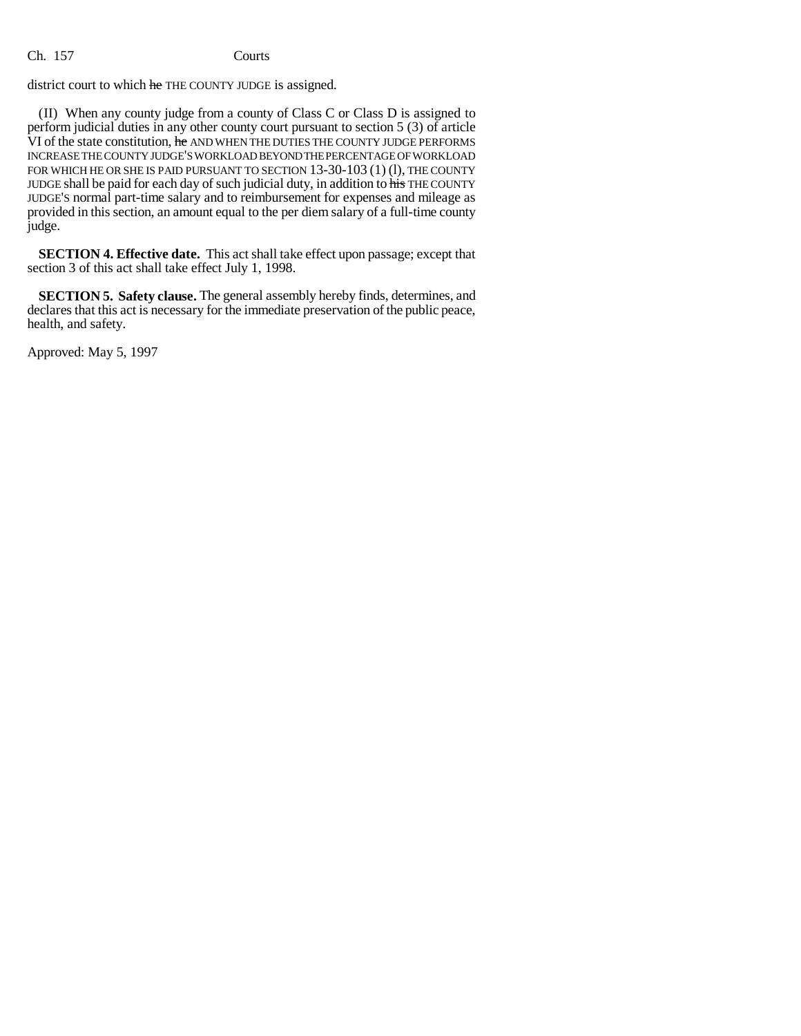district court to which ~~he~~ THE COUNTY JUDGE is assigned.

(II) When any county judge from a county of Class C or Class D is assigned to perform judicial duties in any other county court pursuant to section 5 (3) of article VI of the state constitution, ~~he~~ AND WHEN THE DUTIES THE COUNTY JUDGE PERFORMS INCREASE THE COUNTY JUDGE'S WORKLOAD BEYOND THE PERCENTAGE OF WORKLOAD FOR WHICH HE OR SHE IS PAID PURSUANT TO SECTION 13-30-103 (1) (l), THE COUNTY JUDGE shall be paid for each day of such judicial duty, in addition to ~~his~~ THE COUNTY JUDGE'S normal part-time salary and to reimbursement for expenses and mileage as provided in this section, an amount equal to the per diem salary of a full-time county judge.

**SECTION 4. Effective date.** This act shall take effect upon passage; except that section 3 of this act shall take effect July 1, 1998.

**SECTION 5. Safety clause.** The general assembly hereby finds, determines, and declares that this act is necessary for the immediate preservation of the public peace, health, and safety.

Approved: May 5, 1997